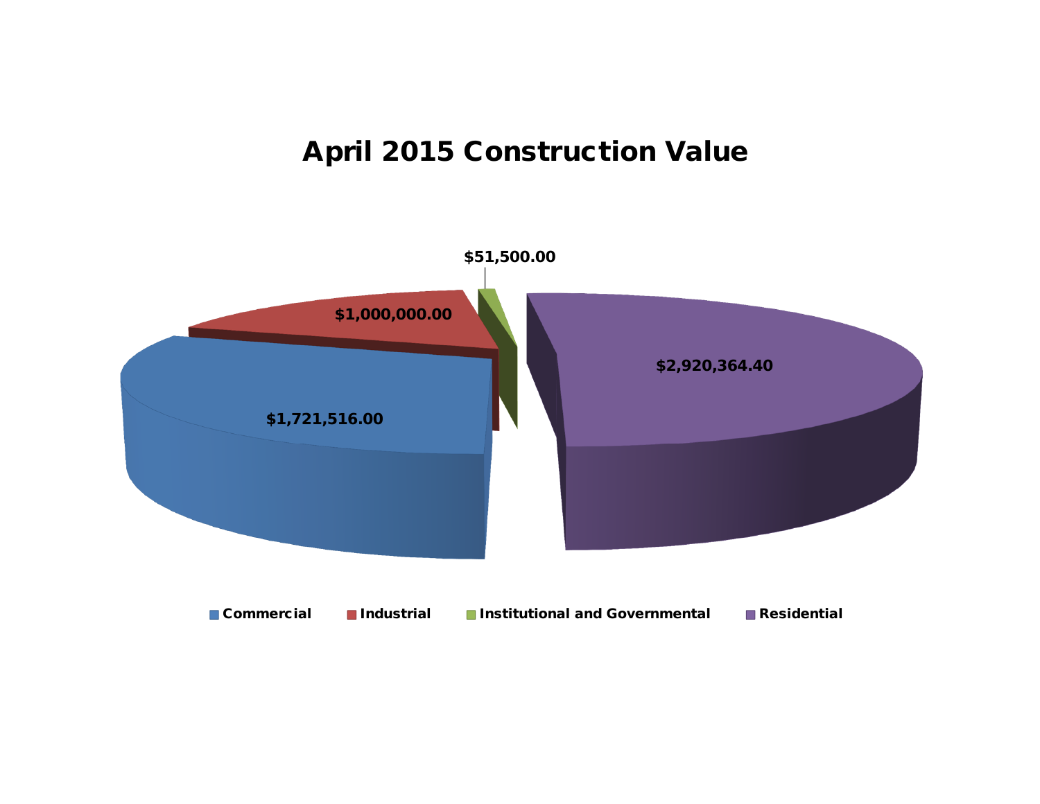# April 2015 Construction Value

| Category | Value |
|---|---|
| Commercial | $1,721,516.00 |
| Industrial | $1,000,000.00 |
| Institutional and Governmental | $51,500.00 |
| Residential | $2,920,364.40 |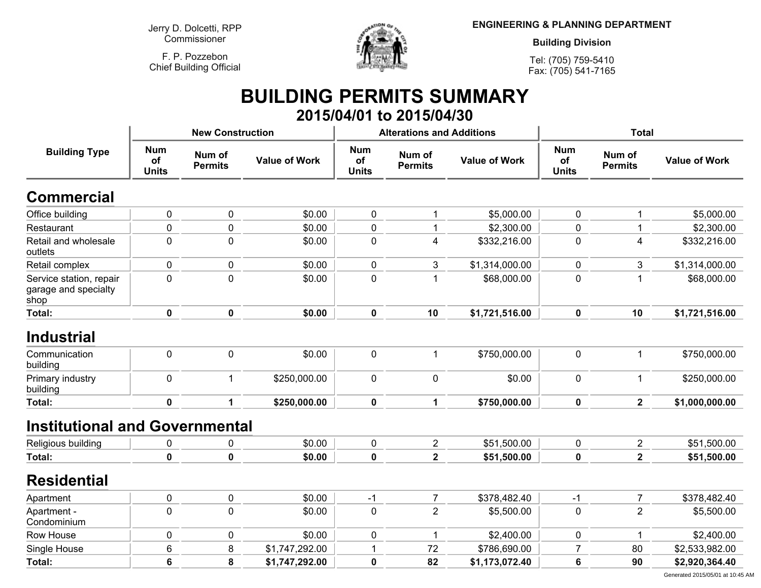Jerry D. Dolcetti, RPP
Commissioner

F. P. Pozzebon
Chief Building Official

**ENGINEERING & PLANNING DEPARTMENT**

**Building Division**

Tel: (705) 759-5410
Fax: (705) 541-7165

# BUILDING PERMITS SUMMARY

## 2015/04/01 to 2015/04/30

| Building Type | New Construction | | | Alterations and Additions | | | Total | | |
|---|---|---|---|---|---|---|---|---|---|
| | Num of Units | Num of Permits | Value of Work | Num of Units | Num of Permits | Value of Work | Num of Units | Num of Permits | Value of Work |
| **Commercial** | | | | | | | | | |
| Office building | 0 | 0 | $0.00 | 0 | 1 | $5,000.00 | 0 | 1 | $5,000.00 |
| Restaurant | 0 | 0 | $0.00 | 0 | 1 | $2,300.00 | 0 | 1 | $2,300.00 |
| Retail and wholesale outlets | 0 | 0 | $0.00 | 0 | 4 | $332,216.00 | 0 | 4 | $332,216.00 |
| Retail complex | 0 | 0 | $0.00 | 0 | 3 | $1,314,000.00 | 0 | 3 | $1,314,000.00 |
| Service station, repair garage and specialty shop | 0 | 0 | $0.00 | 0 | 1 | $68,000.00 | 0 | 1 | $68,000.00 |
| **Total:** | **0** | **0** | **$0.00** | **0** | **10** | **$1,721,516.00** | **0** | **10** | **$1,721,516.00** |
| **Industrial** | | | | | | | | | |
| Communication building | 0 | 0 | $0.00 | 0 | 1 | $750,000.00 | 0 | 1 | $750,000.00 |
| Primary industry building | 0 | 1 | $250,000.00 | 0 | 0 | $0.00 | 0 | 1 | $250,000.00 |
| **Total:** | **0** | **1** | **$250,000.00** | **0** | **1** | **$750,000.00** | **0** | **2** | **$1,000,000.00** |
| **Institutional and Governmental** | | | | | | | | | |
| Religious building | 0 | 0 | $0.00 | 0 | 2 | $51,500.00 | 0 | 2 | $51,500.00 |
| **Total:** | **0** | **0** | **$0.00** | **0** | **2** | **$51,500.00** | **0** | **2** | **$51,500.00** |
| **Residential** | | | | | | | | | |
| Apartment | 0 | 0 | $0.00 | -1 | 7 | $378,482.40 | -1 | 7 | $378,482.40 |
| Apartment - Condominium | 0 | 0 | $0.00 | 0 | 2 | $5,500.00 | 0 | 2 | $5,500.00 |
| Row House | 0 | 0 | $0.00 | 0 | 1 | $2,400.00 | 0 | 1 | $2,400.00 |
| Single House | 6 | 8 | $1,747,292.00 | 1 | 72 | $786,690.00 | 7 | 80 | $2,533,982.00 |
| **Total:** | **6** | **8** | **$1,747,292.00** | **0** | **82** | **$1,173,072.40** | **6** | **90** | **$2,920,364.40** |

Generated 2015/05/01 at 10:45 AM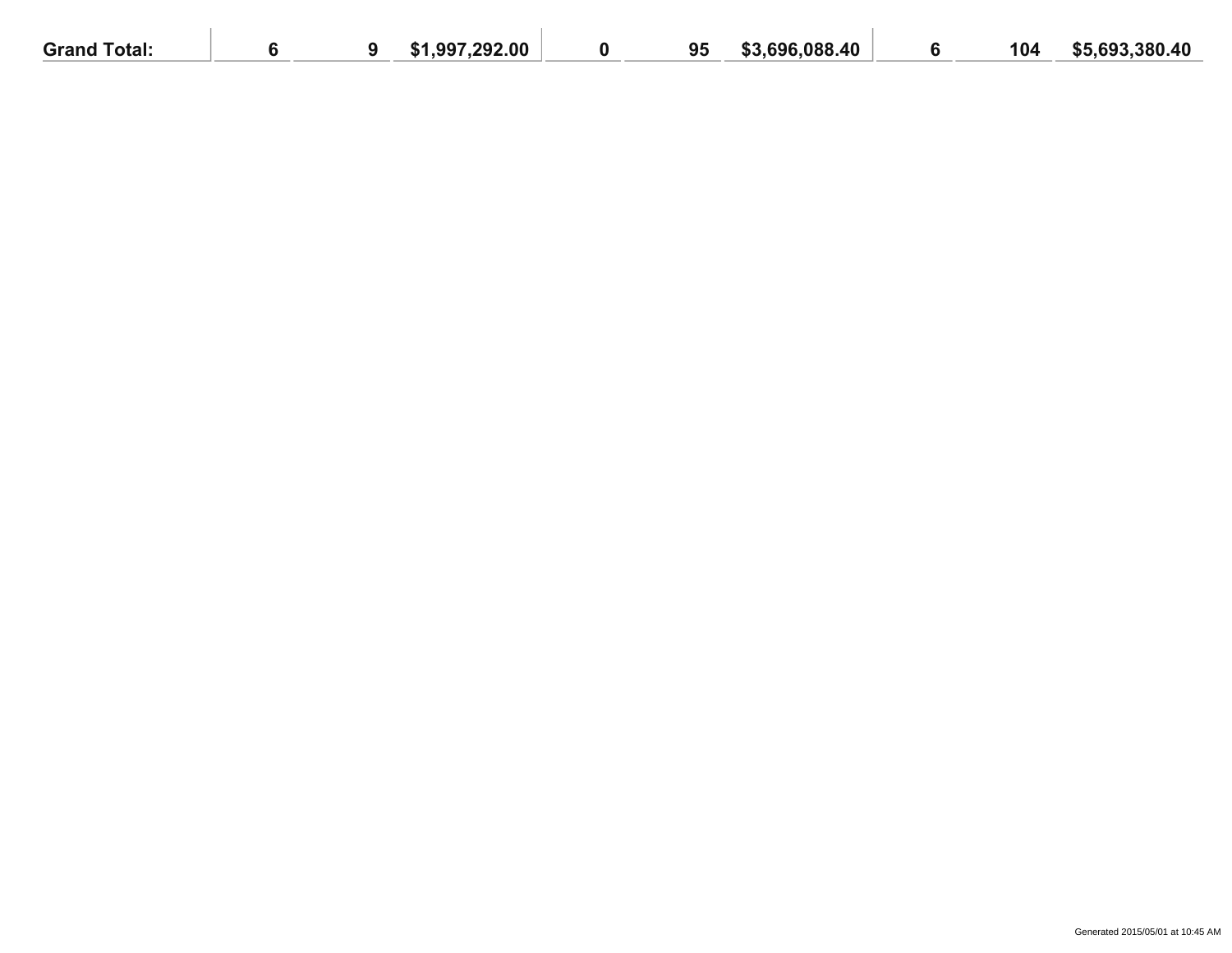| Grand Total: | 6 | 9 | $1,997,292.00 | 0 | 95 | $3,696,088.40 | 6 | 104 | $5,693,380.40 |
|---|---|---|---|---|---|---|---|---|---|

Generated 2015/05/01 at 10:45 AM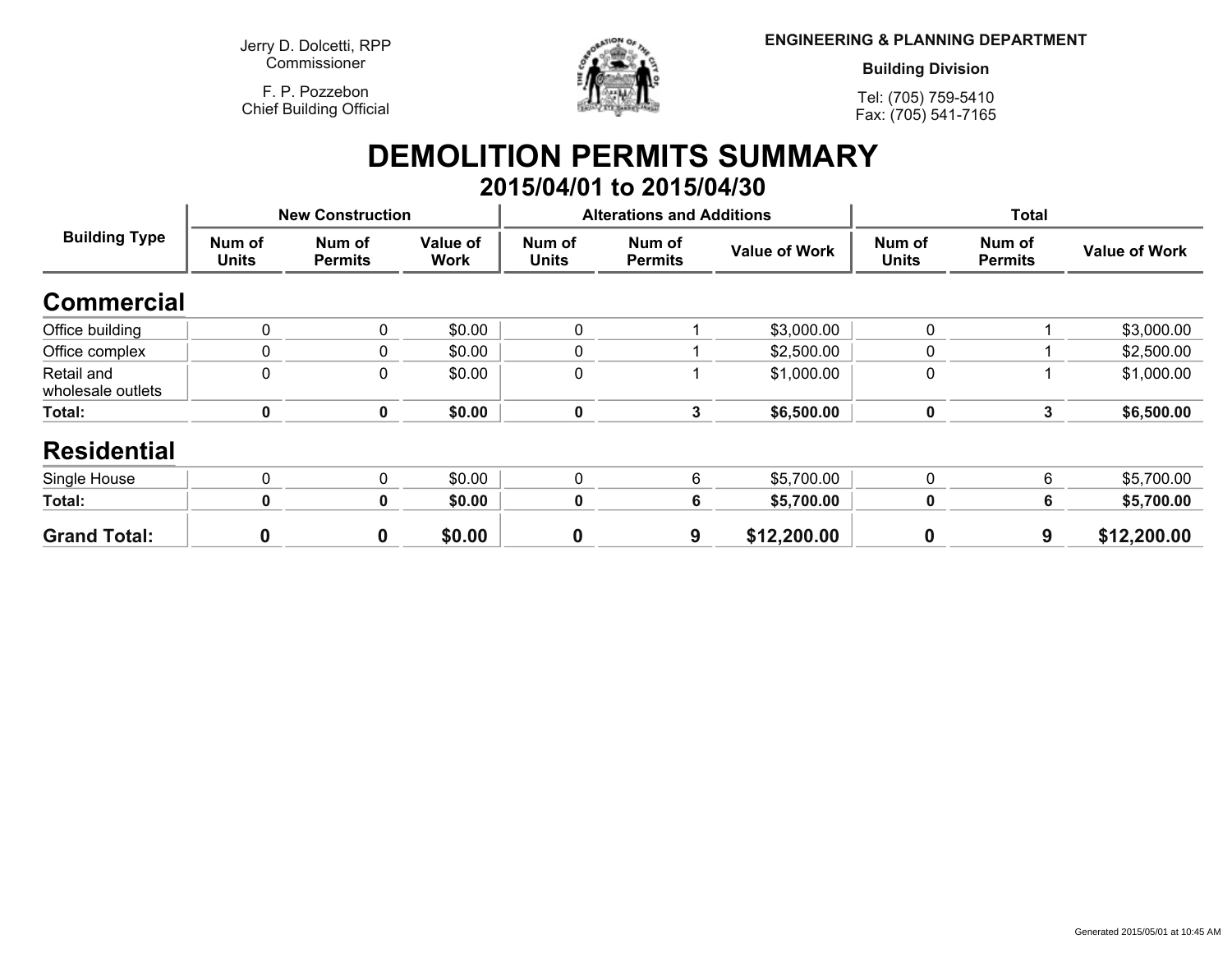Jerry D. Dolcetti, RPP
Commissioner

F. P. Pozzebon
Chief Building Official

**ENGINEERING & PLANNING DEPARTMENT**

**Building Division**

Tel: (705) 759-5410
Fax: (705) 541-7165

# DEMOLITION PERMITS SUMMARY

## 2015/04/01 to 2015/04/30

| Building Type | New Construction | | | Alterations and Additions | | | Total | | |
|---|---|---|---|---|---|---|---|---|---|
| | Num of Units | Num of Permits | Value of Work | Num of Units | Num of Permits | Value of Work | Num of Units | Num of Permits | Value of Work |
| **Commercial** | | | | | | | | | |
| Office building | 0 | 0 | $0.00 | 0 | 1 | $3,000.00 | 0 | 1 | $3,000.00 |
| Office complex | 0 | 0 | $0.00 | 0 | 1 | $2,500.00 | 0 | 1 | $2,500.00 |
| Retail and wholesale outlets | 0 | 0 | $0.00 | 0 | 1 | $1,000.00 | 0 | 1 | $1,000.00 |
| **Total:** | **0** | **0** | **$0.00** | **0** | **3** | **$6,500.00** | **0** | **3** | **$6,500.00** |
| **Residential** | | | | | | | | | |
| Single House | 0 | 0 | $0.00 | 0 | 6 | $5,700.00 | 0 | 6 | $5,700.00 |
| **Total:** | **0** | **0** | **$0.00** | **0** | **6** | **$5,700.00** | **0** | **6** | **$5,700.00** |
| **Grand Total:** | **0** | **0** | **$0.00** | **0** | **9** | **$12,200.00** | **0** | **9** | **$12,200.00** |

Generated 2015/05/01 at 10:45 AM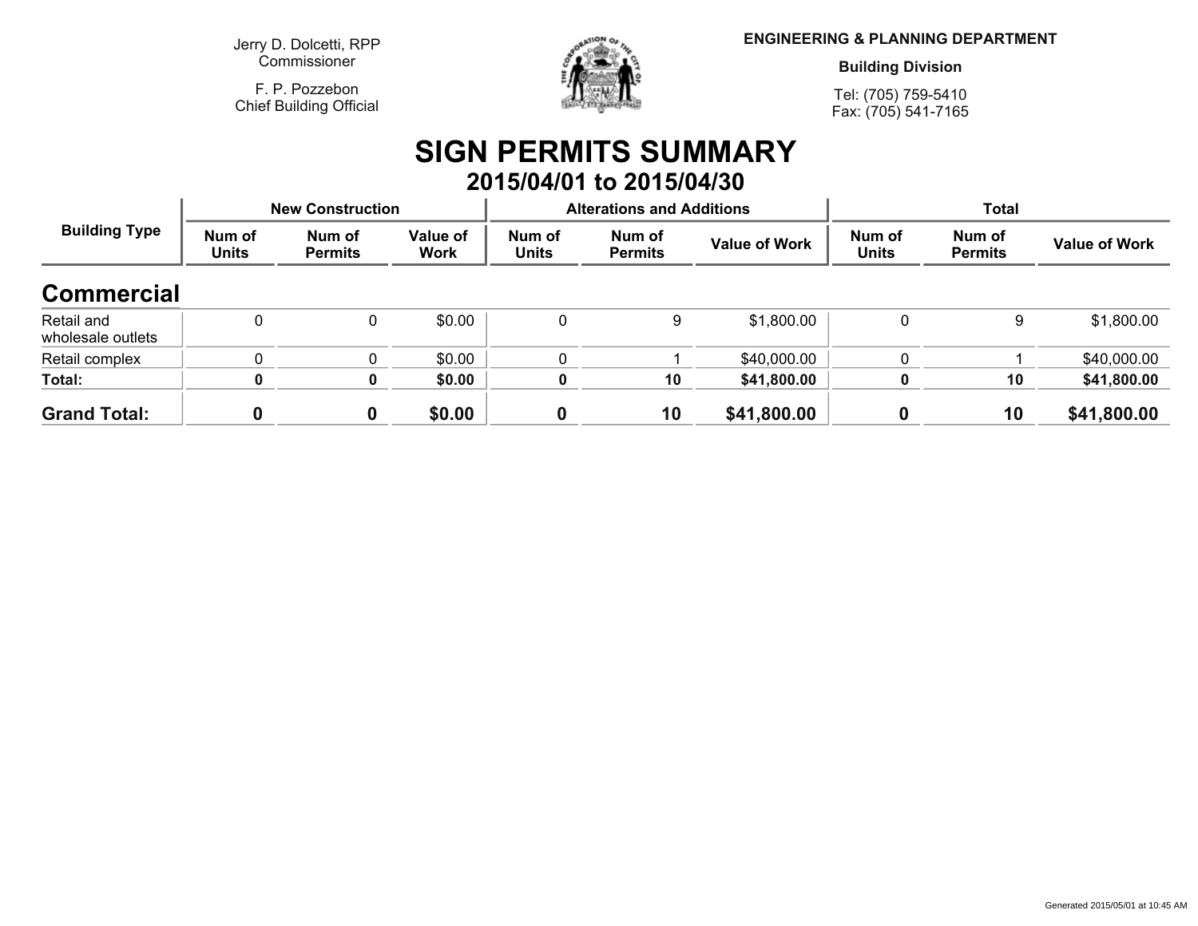Jerry D. Dolcetti, RPP
Commissioner

F. P. Pozzebon
Chief Building Official

**ENGINEERING & PLANNING DEPARTMENT**

**Building Division**

Tel: (705) 759-5410
Fax: (705) 541-7165

# SIGN PERMITS SUMMARY

## 2015/04/01 to 2015/04/30

| Building Type | New Construction | | | Alterations and Additions | | | Total | | |
|---|---|---|---|---|---|---|---|---|---|
| | Num of Units | Num of Permits | Value of Work | Num of Units | Num of Permits | Value of Work | Num of Units | Num of Permits | Value of Work |
| **Commercial** | | | | | | | | | |
| Retail and wholesale outlets | 0 | 0 | $0.00 | 0 | 9 | $1,800.00 | 0 | 9 | $1,800.00 |
| Retail complex | 0 | 0 | $0.00 | 0 | 1 | $40,000.00 | 0 | 1 | $40,000.00 |
| **Total:** | **0** | **0** | **$0.00** | **0** | **10** | **$41,800.00** | **0** | **10** | **$41,800.00** |
| **Grand Total:** | **0** | **0** | **$0.00** | **0** | **10** | **$41,800.00** | **0** | **10** | **$41,800.00** |

Generated 2015/05/01 at 10:45 AM